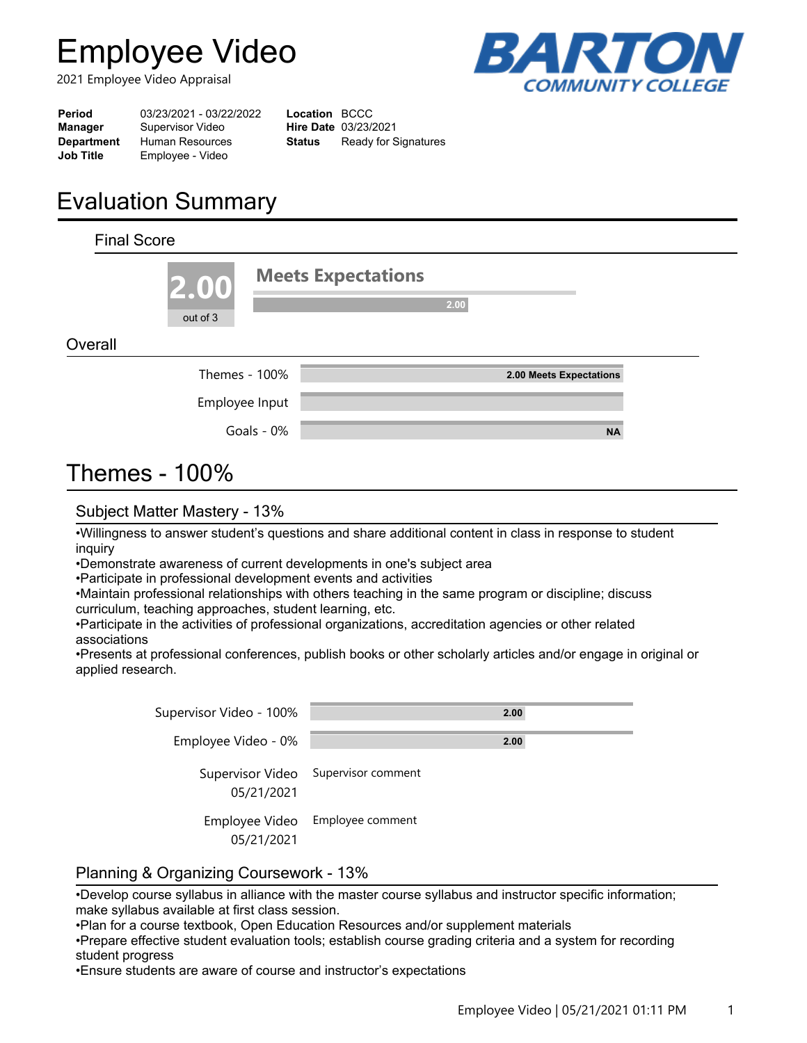# Employee Video

2021 Employee Video Appraisal

BARTON COMMUNITY COLLEGE

| | | | |
|---|---|---|---|
| **Period** | 03/23/2021 - 03/22/2022 | **Location** | BCCC |
| **Manager** | Supervisor Video | **Hire Date** | 03/23/2021 |
| **Department** | Human Resources | **Status** | Ready for Signatures |
| **Job Title** | Employee - Video | | |

# Evaluation Summary

## Final Score

**2.00** out of 3

**Meets Expectations** 2.00

## Overall

| | |
|---|---|
| Themes - 100% | 2.00 Meets Expectations |
| Employee Input | |
| Goals - 0% | NA |

# Themes - 100%

## Subject Matter Mastery - 13%

•Willingness to answer student's questions and share additional content in class in response to student inquiry
•Demonstrate awareness of current developments in one's subject area
•Participate in professional development events and activities
•Maintain professional relationships with others teaching in the same program or discipline; discuss curriculum, teaching approaches, student learning, etc.
•Participate in the activities of professional organizations, accreditation agencies or other related associations
•Presents at professional conferences, publish books or other scholarly articles and/or engage in original or applied research.

| | |
|---|---|
| Supervisor Video - 100% | 2.00 |
| Employee Video - 0% | 2.00 |
| Supervisor Video 05/21/2021 | Supervisor comment |
| Employee Video 05/21/2021 | Employee comment |

## Planning & Organizing Coursework - 13%

•Develop course syllabus in alliance with the master course syllabus and instructor specific information; make syllabus available at first class session.
•Plan for a course textbook, Open Education Resources and/or supplement materials
•Prepare effective student evaluation tools; establish course grading criteria and a system for recording student progress
•Ensure students are aware of course and instructor's expectations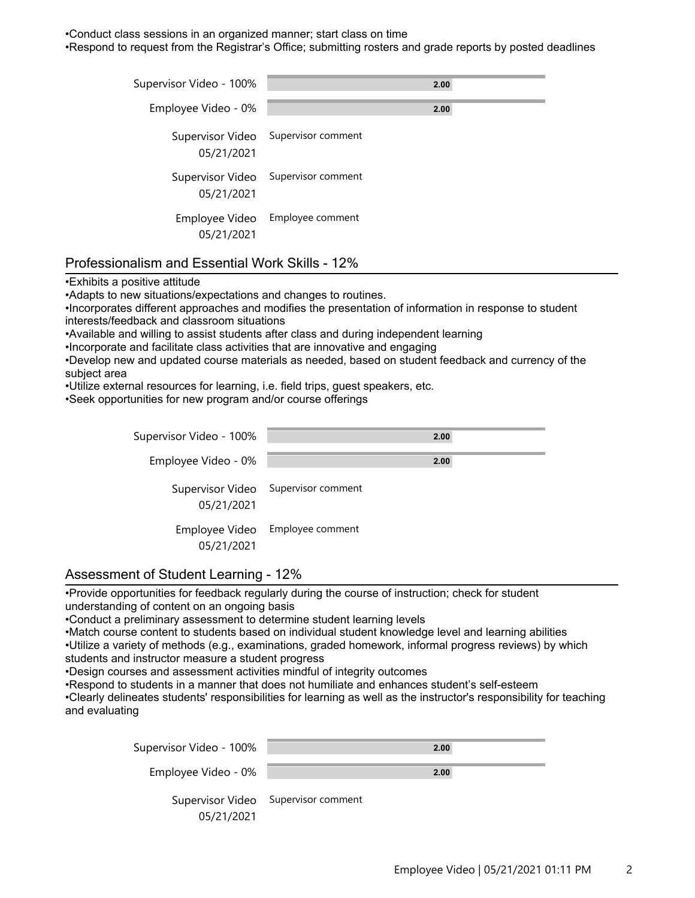•Conduct class sessions in an organized manner; start class on time
•Respond to request from the Registrar's Office; submitting rosters and grade reports by posted deadlines

| | |
|---|---|
| Supervisor Video - 100% | 2.00 |
| Employee Video - 0% | 2.00 |
| Supervisor Video 05/21/2021 | Supervisor comment |
| Supervisor Video 05/21/2021 | Supervisor comment |
| Employee Video 05/21/2021 | Employee comment |

## Professionalism and Essential Work Skills - 12%

•Exhibits a positive attitude
•Adapts to new situations/expectations and changes to routines.
•Incorporates different approaches and modifies the presentation of information in response to student interests/feedback and classroom situations
•Available and willing to assist students after class and during independent learning
•Incorporate and facilitate class activities that are innovative and engaging
•Develop new and updated course materials as needed, based on student feedback and currency of the subject area
•Utilize external resources for learning, i.e. field trips, guest speakers, etc.
•Seek opportunities for new program and/or course offerings

| | |
|---|---|
| Supervisor Video - 100% | 2.00 |
| Employee Video - 0% | 2.00 |
| Supervisor Video 05/21/2021 | Supervisor comment |
| Employee Video 05/21/2021 | Employee comment |

## Assessment of Student Learning - 12%

•Provide opportunities for feedback regularly during the course of instruction; check for student understanding of content on an ongoing basis
•Conduct a preliminary assessment to determine student learning levels
•Match course content to students based on individual student knowledge level and learning abilities
•Utilize a variety of methods (e.g., examinations, graded homework, informal progress reviews) by which students and instructor measure a student progress
•Design courses and assessment activities mindful of integrity outcomes
•Respond to students in a manner that does not humiliate and enhances student's self-esteem
•Clearly delineates students' responsibilities for learning as well as the instructor's responsibility for teaching and evaluating

| | |
|---|---|
| Supervisor Video - 100% | 2.00 |
| Employee Video - 0% | 2.00 |
| Supervisor Video 05/21/2021 | Supervisor comment |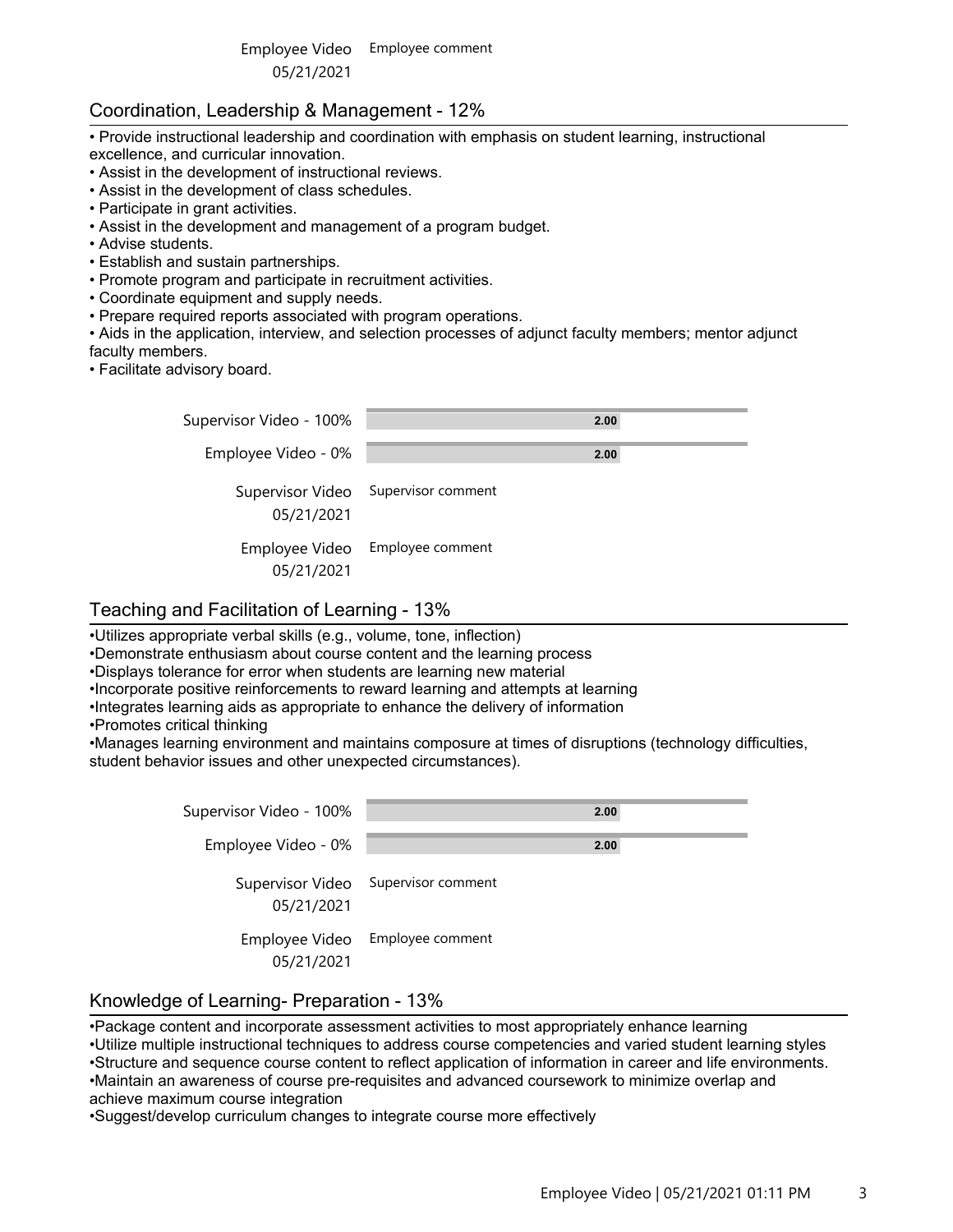Employee Video 05/21/2021 — Employee comment

## Coordination, Leadership & Management - 12%

- Provide instructional leadership and coordination with emphasis on student learning, instructional excellence, and curricular innovation.
- Assist in the development of instructional reviews.
- Assist in the development of class schedules.
- Participate in grant activities.
- Assist in the development and management of a program budget.
- Advise students.
- Establish and sustain partnerships.
- Promote program and participate in recruitment activities.
- Coordinate equipment and supply needs.
- Prepare required reports associated with program operations.
- Aids in the application, interview, and selection processes of adjunct faculty members; mentor adjunct faculty members.
- Facilitate advisory board.

| | |
|---|---|
| Supervisor Video - 100% | 2.00 |
| Employee Video - 0% | 2.00 |

Supervisor Video 05/21/2021 — Supervisor comment

Employee Video 05/21/2021 — Employee comment

## Teaching and Facilitation of Learning - 13%

- Utilizes appropriate verbal skills (e.g., volume, tone, inflection)
- Demonstrate enthusiasm about course content and the learning process
- Displays tolerance for error when students are learning new material
- Incorporate positive reinforcements to reward learning and attempts at learning
- Integrates learning aids as appropriate to enhance the delivery of information
- Promotes critical thinking
- Manages learning environment and maintains composure at times of disruptions (technology difficulties, student behavior issues and other unexpected circumstances).

| | |
|---|---|
| Supervisor Video - 100% | 2.00 |
| Employee Video - 0% | 2.00 |

Supervisor Video 05/21/2021 — Supervisor comment

Employee Video 05/21/2021 — Employee comment

## Knowledge of Learning- Preparation - 13%

- Package content and incorporate assessment activities to most appropriately enhance learning
- Utilize multiple instructional techniques to address course competencies and varied student learning styles
- Structure and sequence course content to reflect application of information in career and life environments.
- Maintain an awareness of course pre-requisites and advanced coursework to minimize overlap and achieve maximum course integration
- Suggest/develop curriculum changes to integrate course more effectively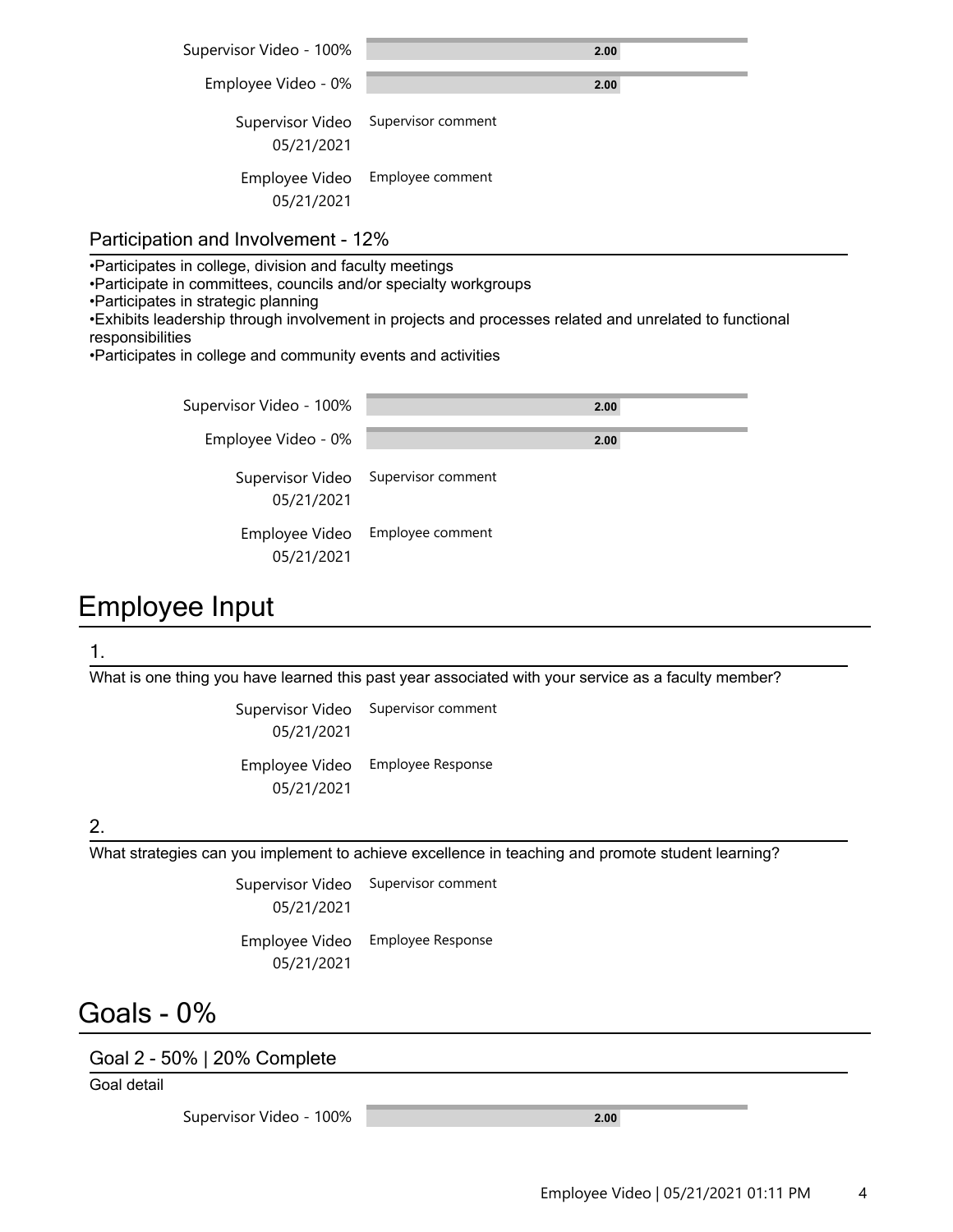Supervisor Video - 100% 2.00

Employee Video - 0% 2.00

Supervisor Video 05/21/2021 — Supervisor comment

Employee Video 05/21/2021 — Employee comment

### Participation and Involvement - 12%

•Participates in college, division and faculty meetings
•Participate in committees, councils and/or specialty workgroups
•Participates in strategic planning
•Exhibits leadership through involvement in projects and processes related and unrelated to functional responsibilities
•Participates in college and community events and activities

Supervisor Video - 100% 2.00

Employee Video - 0% 2.00

Supervisor Video 05/21/2021 — Supervisor comment

Employee Video 05/21/2021 — Employee comment

## Employee Input

### 1.

What is one thing you have learned this past year associated with your service as a faculty member?

Supervisor Video 05/21/2021 — Supervisor comment

Employee Video 05/21/2021 — Employee Response

### 2.

What strategies can you implement to achieve excellence in teaching and promote student learning?

Supervisor Video 05/21/2021 — Supervisor comment

Employee Video 05/21/2021 — Employee Response

## Goals - 0%

### Goal 2 - 50% | 20% Complete

Goal detail

Supervisor Video - 100% 2.00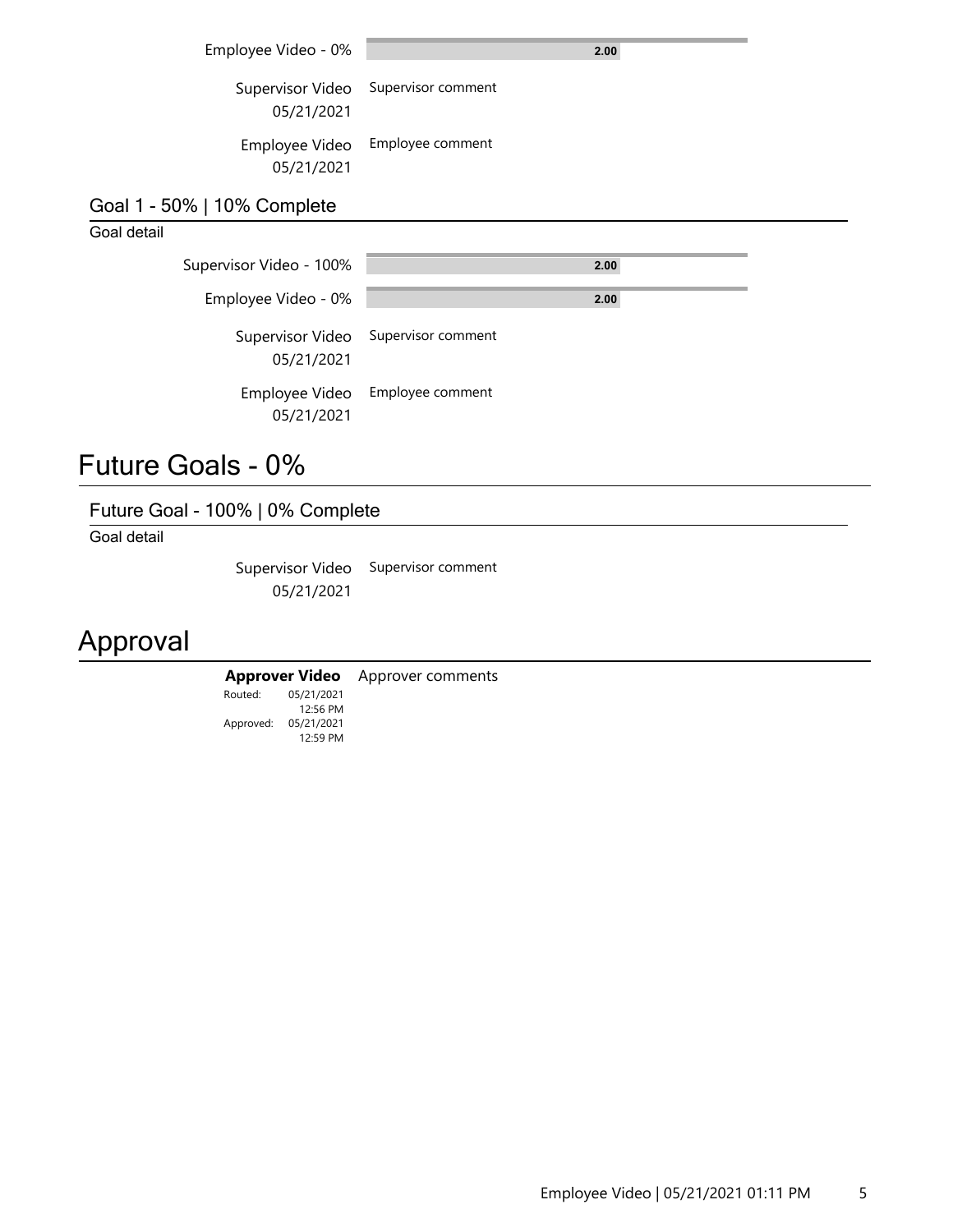Employee Video - 0% 2.00

Supervisor Video 05/21/2021 — Supervisor comment

Employee Video 05/21/2021 — Employee comment

### Goal 1 - 50% | 10% Complete

Goal detail

Supervisor Video - 100% 2.00

Employee Video - 0% 2.00

Supervisor Video 05/21/2021 — Supervisor comment

Employee Video 05/21/2021 — Employee comment

## Future Goals - 0%

### Future Goal - 100% | 0% Complete

Goal detail

Supervisor Video 05/21/2021 — Supervisor comment

## Approval

**Approver Video** — Approver comments

Routed: 05/21/2021 12:56 PM
Approved: 05/21/2021 12:59 PM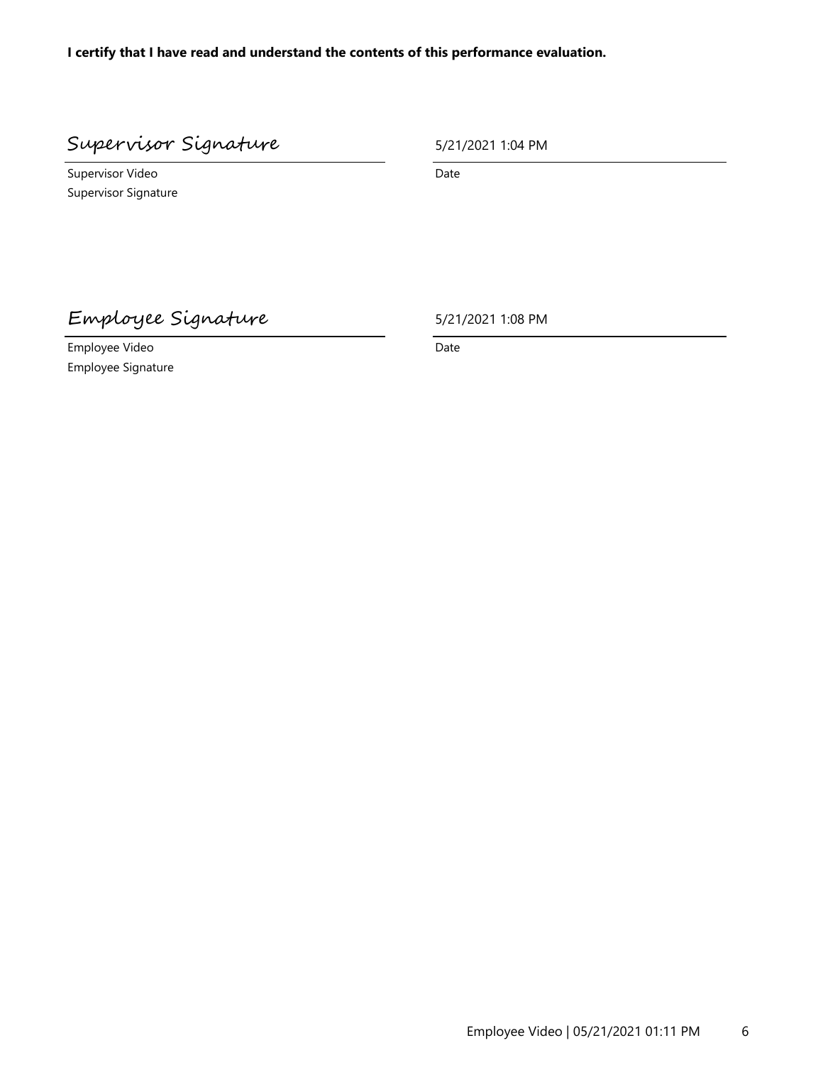**I certify that I have read and understand the contents of this performance evaluation.**

| | |
|---|---|
| Supervisor Signature | 5/21/2021 1:04 PM |
| Supervisor Video<br>Supervisor Signature | Date |

| | |
|---|---|
| Employee Signature | 5/21/2021 1:08 PM |
| Employee Video<br>Employee Signature | Date |